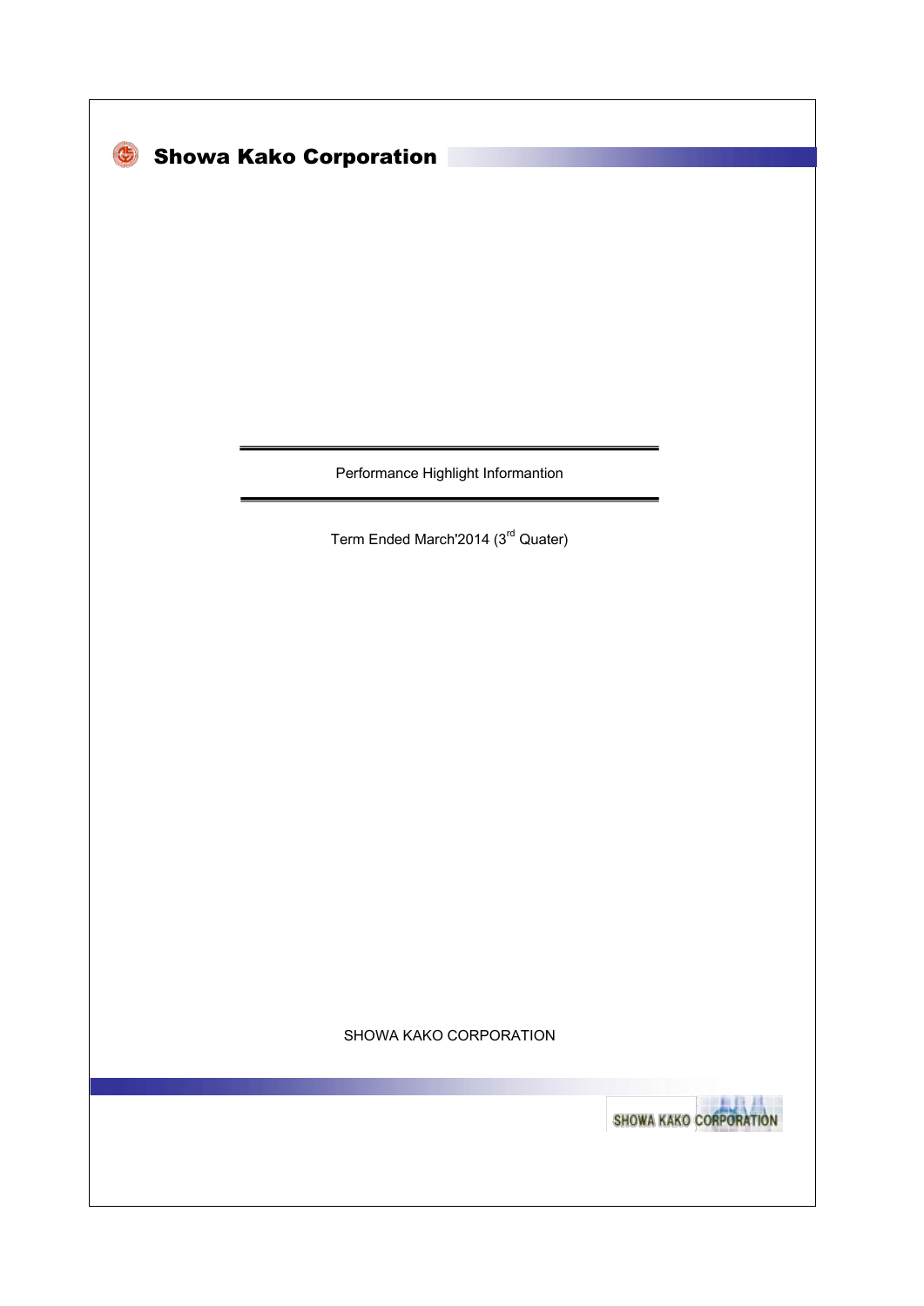# Showa Kako Corporation

## Performance Highlight Informantion

Term Ended March'2014 (3rd Quater)

SHOWA KAKO CORPORATION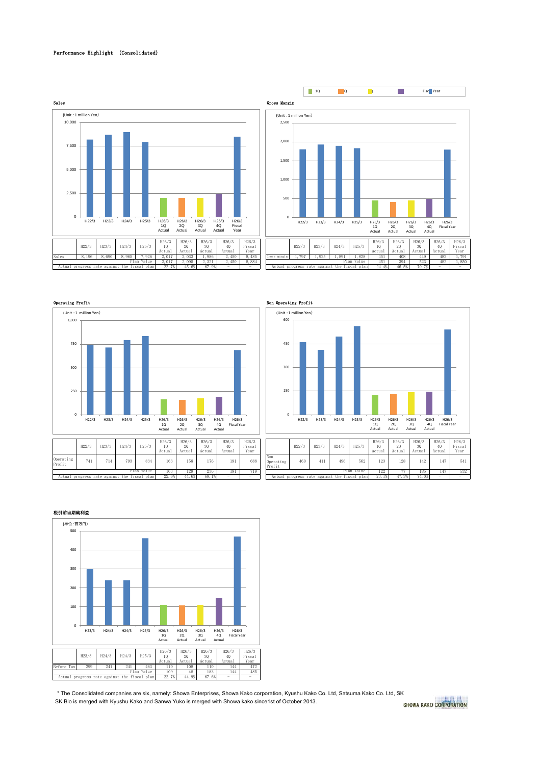Performance Highlight (Consolidated)

## Sales

(Unit :1 million Yen)

|  | H22/3 | H23/3 | H24/3 | H25/3 | H26/3 1Q Actual | H26/3 2Q Actual | H26/3 3Q Actual | H26/3 4Q Actual | H26/3 Fiscal Year |
|---|---|---|---|---|---|---|---|---|---|
| Sales | 8,196 | 8,690 | 8,965 | 7,926 | 2,017 | 2,033 | 1,986 | 2,450 | 8,485 |
|  |  |  |  | Plan Value | 2,017 | 2,095 | 2,321 | 2,450 | 8,884 |
| Actual progress rate against the fiscal plan |  |  |  |  | 22.7% | 45.6% | 67.9% | － | － |

## Gross Margin

(Unit :1 million Yen)

|  | H22/3 | H23/3 | H24/3 | H25/3 | H26/3 1Q Actual | H26/3 2Q Actual | H26/3 3Q Actual | H26/3 4Q Actual | H26/3 Fiscal Year |
|---|---|---|---|---|---|---|---|---|---|
| Gross margin | 1,797 | 1,925 | 1,891 | 1,828 | 451 | 408 | 449 | 482 | 1,791 |
|  |  |  |  | Plan Value | 451 | 394 | 523 | 482 | 1,850 |
| Actual progress rate against the fiscal plan |  |  |  |  | 24.4% | 46.5% | 70.7% | － | － |

## Operating Profit

(Unit :1 million Yen)

|  | H22/3 | H23/3 | H24/3 | H25/3 | H26/3 1Q Actual | H26/3 2Q Actual | H26/3 3Q Actual | H26/3 4Q Actual | H26/3 Fiscal Year |
|---|---|---|---|---|---|---|---|---|---|
| Operating Profit | 741 | 714 | 793 | 834 | 163 | 158 | 176 | 191 | 688 |
|  |  |  |  | Plan Value | 163 | 129 | 236 | 191 | 719 |
| Actual progress rate against the fiscal plan |  |  |  |  | 22.6% | 44.6% | 69.1% | － | － |

## Non Operating Profit

(Unit :1 million Yen)

|  | H22/3 | H23/3 | H24/3 | H25/3 | H26/3 1Q Actual | H26/3 2Q Actual | H26/3 3Q Actual | H26/3 4Q Actual | H26/3 Fiscal Year |
|---|---|---|---|---|---|---|---|---|---|
| Non Operating Profit | 460 | 411 | 496 | 562 | 123 | 128 | 142 | 147 | 541 |
|  |  |  |  | Plan Value | 122 | 77 | 185 | 147 | 532 |
| Actual progress rate against the fiscal plan |  |  |  |  | 23.1% | 47.3% | 74.0% | － | － |

## 税引前当期純利益

(単位：百万円)

|  | H23/3 | H24/3 | H24/3 | H25/3 | H26/3 1Q Actual | H26/3 2Q Actual | H26/3 3Q Actual | H26/3 4Q Actual | H26/3 Fiscal Year |
|---|---|---|---|---|---|---|---|---|---|
| Before Tax | 299 | 241 | 241 | 463 | 110 | 108 | 110 | 144 | 472 |
|  |  |  |  | Plan Value | 109 | 48 | 183 | 144 | 485 |
| Actual progress rate against the fiscal plan |  |  |  |  | 22.7% | 44.9% | 67.6% | － | － |

＊The Consolidated companies are six, namely: Showa Enterprises, Showa Kako corporation, Kyushu Kako Co. Ltd, Satsuma Kako Co. Ltd, SK SK Bio is merged with Kyushu Kako and Sanwa Yuko is merged with Showa kako since1st of October 2013.

SHOWA KAKO CORPORATION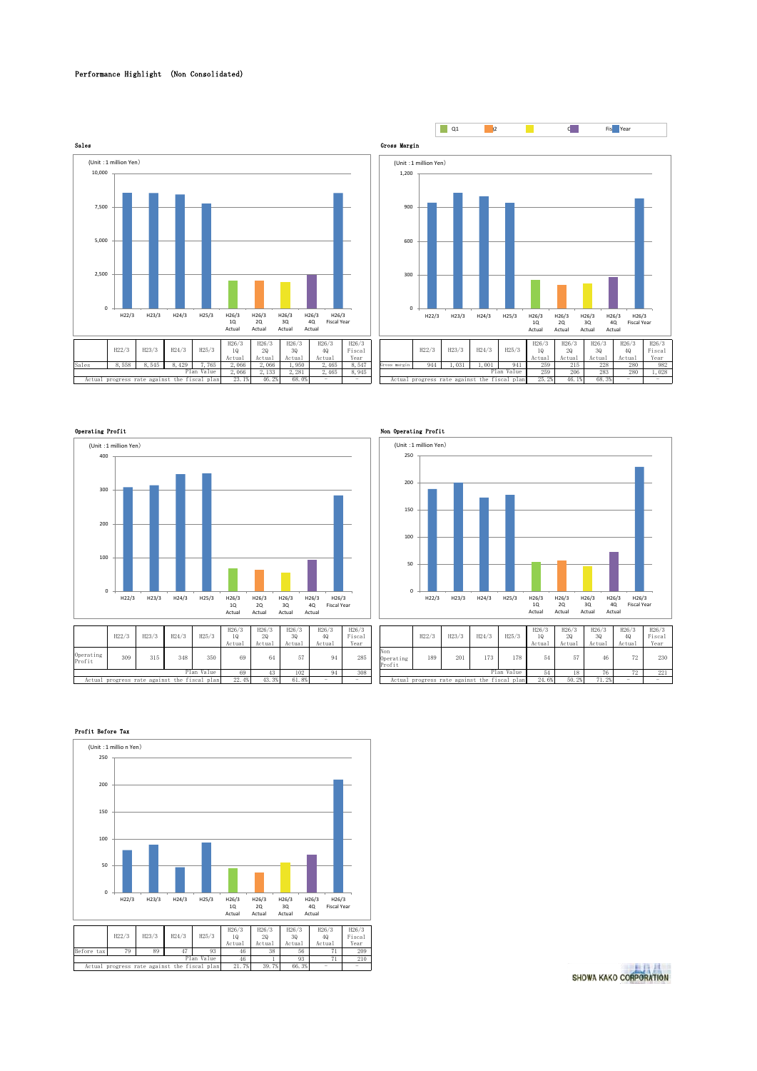Performance Highlight (Non Consolidated)

Q1 Q2 Q3 Q4 Fiscal Year

## Sales

(Unit :1 million Yen)

| | H22/3 | H23/3 | H24/3 | H25/3 | H26/3 1Q Actual | H26/3 2Q Actual | H26/3 3Q Actual | H26/3 4Q Actual | H26/3 Fiscal Year |
|---|---|---|---|---|---|---|---|---|---|
| Sales | 8,558 | 8,545 | 8,429 | 7,765 | 2,066 | 2,066 | 1,950 | 2,465 | 8,547 |
| | | | | Plan Value | 2,066 | 2,133 | 2,281 | 2,465 | 8,945 |
| Actual progress rate against the fiscal plan | | | | | 23.1% | 46.2% | 68.0% | – | – |

## Gross Margin

(Unit :1 million Yen)

| | H22/3 | H23/3 | H24/3 | H25/3 | H26/3 1Q Actual | H26/3 2Q Actual | H26/3 3Q Actual | H26/3 4Q Actual | H26/3 Fiscal Year |
|---|---|---|---|---|---|---|---|---|---|
| Gross margin | 944 | 1,031 | 1,001 | 941 | 259 | 215 | 228 | 280 | 982 |
| | | | | Plan Value | 259 | 206 | 283 | 280 | 1,028 |
| Actual progress rate against the fiscal plan | | | | | 25.2% | 46.1% | 68.3% | – | – |

## Operating Profit

(Unit :1 million Yen)

| | H22/3 | H23/3 | H24/3 | H25/3 | H26/3 1Q Actual | H26/3 2Q Actual | H26/3 3Q Actual | H26/3 4Q Actual | H26/3 Fiscal Year |
|---|---|---|---|---|---|---|---|---|---|
| Operating Profit | 309 | 315 | 348 | 350 | 69 | 64 | 57 | 94 | 285 |
| | | | | Plan Value | 69 | 43 | 102 | 94 | 308 |
| Actual progress rate against the fiscal plan | | | | | 22.4% | 43.3% | 61.8% | – | – |

## Non Operating Profit

(Unit :1 million Yen)

| | H22/3 | H23/3 | H24/3 | H25/3 | H26/3 1Q Actual | H26/3 2Q Actual | H26/3 3Q Actual | H26/3 4Q Actual | H26/3 Fiscal Year |
|---|---|---|---|---|---|---|---|---|---|
| Non Operating Profit | 189 | 201 | 173 | 178 | 54 | 57 | 46 | 72 | 230 |
| | | | | Plan Value | 54 | 18 | 76 | 72 | 221 |
| Actual progress rate against the fiscal plan | | | | | 24.6% | 50.2% | 71.2% | – | – |

## Profit Before Tax

(Unit :1 million Yen)

| | H22/3 | H23/3 | H24/3 | H25/3 | H26/3 1Q Actual | H26/3 2Q Actual | H26/3 3Q Actual | H26/3 4Q Actual | H26/3 Fiscal Year |
|---|---|---|---|---|---|---|---|---|---|
| Before tax | 79 | 89 | 47 | 93 | 46 | 38 | 56 | 71 | 209 |
| | | | | Plan Value | 46 | 1 | 93 | 71 | 210 |
| Actual progress rate against the fiscal plan | | | | | 21.7% | 39.7% | 66.3% | – | – |

SHOWA KAKO CORPORATION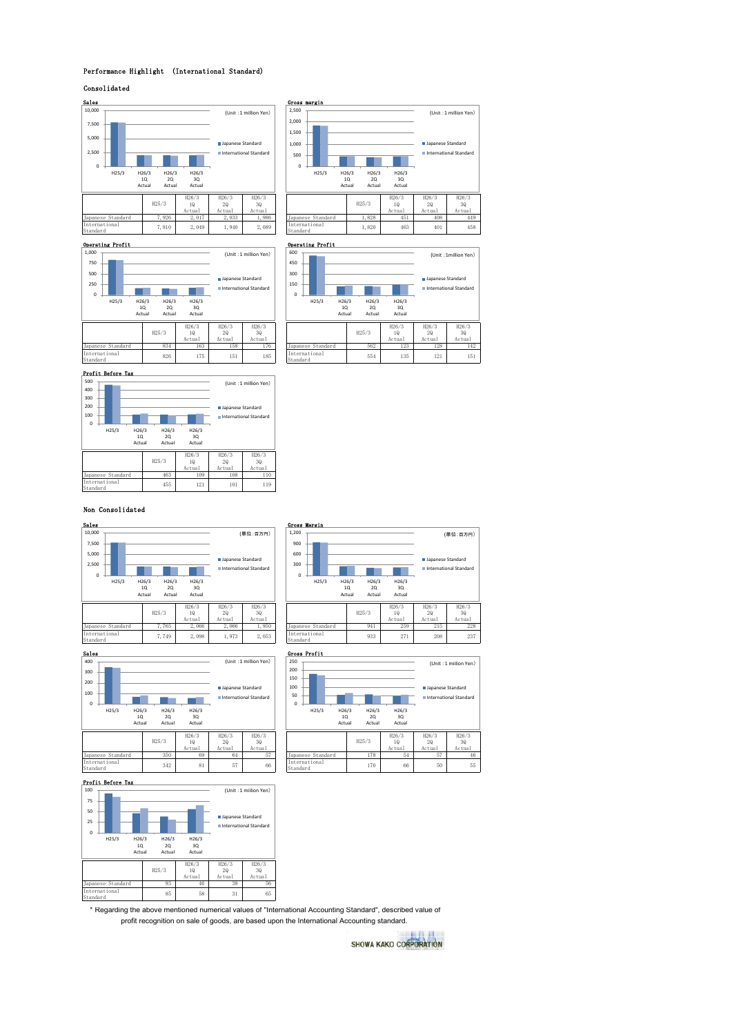Performance Highlight (International Standard)

## Consolidated

**Sales**

(Unit : 1 million Yen)

10,000
7,500
5,000
2,500
0

H25/3
H26/3 1Q Actual
H26/3 2Q Actual
H26/3 3Q Actual

Japanese Standard
International Standard

| | H25/3 | H26/3 1Q Actual | H26/3 2Q Actual | H26/3 3Q Actual |
|---|---|---|---|---|
| Japanese Standard | 7,926 | 2,017 | 2,033 | 1,986 |
| International Standard | 7,910 | 2,049 | 1,940 | 2,089 |

**Gross margin**

(Unit : 1 million Yen)

2,500
2,000
1,500
1,000
500
0

H25/3
H26/3 1Q Actual
H26/3 2Q Actual
H26/3 3Q Actual

Japanese Standard
International Standard

| | H25/3 | H26/3 1Q Actual | H26/3 2Q Actual | H26/3 3Q Actual |
|---|---|---|---|---|
| Japanese Standard | 1,828 | 451 | 408 | 449 |
| International Standard | 1,820 | 463 | 401 | 458 |

**Operating Profit**

(Unit : 1 million Yen)

1,000
750
500
250
0

H25/3
H26/3 1Q Actual
H26/3 2Q Actual
H26/3 3Q Actual

Japanese Standard
International Standard

| | H25/3 | H26/3 1Q Actual | H26/3 2Q Actual | H26/3 3Q Actual |
|---|---|---|---|---|
| Japanese Standard | 834 | 163 | 158 | 176 |
| International Standard | 826 | 175 | 151 | 185 |

**Operating Profit**

(Unit : 1million Yen)

600
450
300
150
0

H25/3
H26/3 1Q Actual
H26/3 2Q Actual
H26/3 3Q Actual

Japanese Standard
International Standard

| | H25/3 | H26/3 1Q Actual | H26/3 2Q Actual | H26/3 3Q Actual |
|---|---|---|---|---|
| Japanese Standard | 562 | 123 | 128 | 142 |
| International Standard | 554 | 135 | 121 | 151 |

**Profit Before Tax**

(Unit : 1 million Yen)

500
400
300
200
100
0

H25/3
H26/3 1Q Actual
H26/3 2Q Actual
H26/3 3Q Actual

Japanese Standard
International Standard

| | H25/3 | H26/3 1Q Actual | H26/3 2Q Actual | H26/3 3Q Actual |
|---|---|---|---|---|
| Japanese Standard | 463 | 109 | 108 | 110 |
| International Standard | 455 | 121 | 101 | 119 |

## Non Consolidated

**Sales**

(単位：百万円)

10,000
7,500
5,000
2,500
0

H25/3
H26/3 1Q Actual
H26/3 2Q Actual
H26/3 3Q Actual

Japanese Standard
International Standard

| | H25/3 | H26/3 1Q Actual | H26/3 2Q Actual | H26/3 3Q Actual |
|---|---|---|---|---|
| Japanese Standard | 7,765 | 2,066 | 2,066 | 1,950 |
| International Standard | 7,749 | 2,098 | 1,973 | 2,053 |

**Gross Margin**

(単位：百万円)

1,200
900
600
300
0

H25/3
H26/3 1Q Actual
H26/3 2Q Actual
H26/3 3Q Actual

Japanese Standard
International Standard

| | H25/3 | H26/3 1Q Actual | H26/3 2Q Actual | H26/3 3Q Actual |
|---|---|---|---|---|
| Japanese Standard | 941 | 259 | 215 | 228 |
| International Standard | 933 | 271 | 208 | 237 |

**Sales**

(Unit : 1 million Yen)

400
300
200
100
0

H25/3
H26/3 1Q Actual
H26/3 2Q Actual
H26/3 3Q Actual

Japanese Standard
International Standard

| | H25/3 | H26/3 1Q Actual | H26/3 2Q Actual | H26/3 3Q Actual |
|---|---|---|---|---|
| Japanese Standard | 350 | 69 | 64 | 57 |
| International Standard | 342 | 81 | 57 | 66 |

**Gross Profit**

(Unit : 1 million Yen)

250
200
150
100
50
0

H25/3
H26/3 1Q Actual
H26/3 2Q Actual
H26/3 3Q Actual

Japanese Standard
International Standard

| | H25/3 | H26/3 1Q Actual | H26/3 2Q Actual | H26/3 3Q Actual |
|---|---|---|---|---|
| Japanese Standard | 178 | 54 | 57 | 46 |
| International Standard | 170 | 66 | 50 | 55 |

**Profit Before Tax**

(Unit : 1 million Yen)

100
75
50
25
0

H25/3
H26/3 1Q Actual
H26/3 2Q Actual
H26/3 3Q Actual

Japanese Standard
International Standard

| | H25/3 | H26/3 1Q Actual | H26/3 2Q Actual | H26/3 3Q Actual |
|---|---|---|---|---|
| Japanese Standard | 93 | 46 | 38 | 56 |
| International Standard | 85 | 58 | 31 | 65 |

* Regarding the above mentioned numerical values of "International Accounting Standard", described value of profit recognition on sale of goods, are based upon the International Accounting standard.

SHOWA KAKO CORPORATION